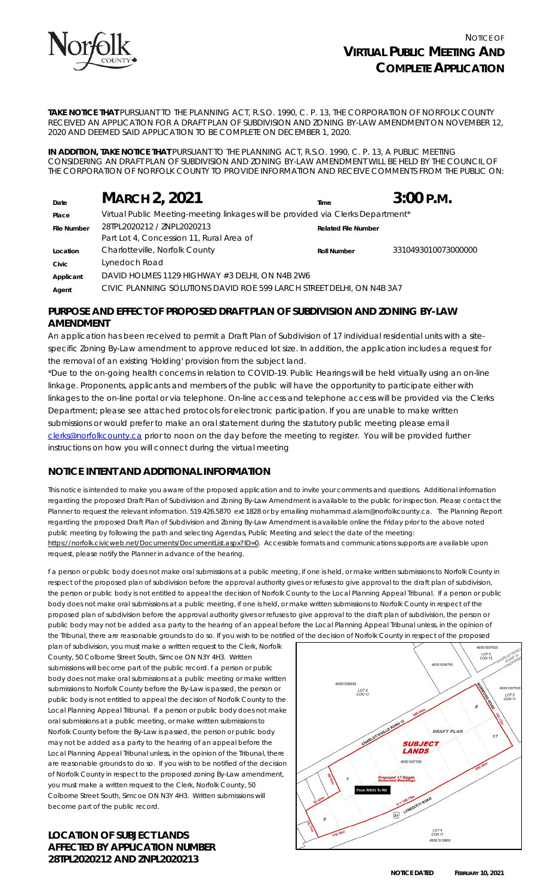# NOTICE OF VIRTUAL PUBLIC MEETING AND COMPLETE APPLICATION

**TAKE NOTICE THAT** PURSUANT TO THE PLANNING ACT, R.S.O. 1990, C. P. 13, THE CORPORATION OF NORFOLK COUNTY RECEIVED AN APPLICATION FOR A DRAFT PLAN OF SUBDIVISION AND ZONING BY-LAW AMENDMENT ON NOVEMBER 12, 2020 AND DEEMED SAID APPLICATION TO BE COMPLETE ON DECEMBER 1, 2020.

**IN ADDITION, TAKE NOTICE THAT** PURSUANT TO THE PLANNING ACT, R.S.O. 1990, C. P. 13, A PUBLIC MEETING CONSIDERING AN DRAFT PLAN OF SUBDIVISION AND ZONING BY-LAW AMENDMENT WILL BE HELD BY THE COUNCIL OF THE CORPORATION OF NORFOLK COUNTY TO PROVIDE INFORMATION AND RECEIVE COMMENTS FROM THE PUBLIC ON:

| | | | |
|---|---|---|---|
| **Date** | **MARCH 2, 2021** | **Time** | **3:00 P.M.** |
| **Place** | Virtual Public Meeting-meeting linkages will be provided via Clerks Department* | | |
| **File Number** | 28TPL2020212 / ZNPL2020213 | **Related File Number** | |
| **Location** | Part Lot 4, Concession 11, Rural Area of Charlotteville, Norfolk County | **Roll Number** | 3310493010073000000 |
| **Civic** | Lynedoch Road | | |
| **Applicant** | DAVID HOLMES 1129 HIGHWAY #3 DELHI, ON N4B 2W6 | | |
| **Agent** | CIVIC PLANNING SOLUTIONS DAVID ROE 599 LARCH STREET DELHI, ON N4B 3A7 | | |

## PURPOSE AND EFFECT OF PROPOSED DRAFT PLAN OF SUBDIVISION AND ZONING BY-LAW AMENDMENT

An application has been received to permit a Draft Plan of Subdivision of 17 individual residential units with a site-specific Zoning By-Law amendment to approve reduced lot size. In addition, the application includes a request for the removal of an existing 'Holding' provision from the subject land.

*Due to the on-going health concerns in relation to COVID-19. Public Hearings will be held virtually using an on-line linkage. Proponents, applicants and members of the public will have the opportunity to participate either with linkages to the on-line portal or via telephone. On-line access and telephone access will be provided via the Clerks Department; please see attached protocols for electronic participation. If you are unable to make written submissions or would prefer to make an oral statement during the statutory public meeting please email clerks@norfolkcounty.ca prior to noon on the day before the meeting to register. You will be provided further instructions on how you will connect during the virtual meeting

## NOTICE INTENT AND ADDITIONAL INFORMATION

This notice is intended to make you aware of the proposed application and to invite your comments and questions. Additional information regarding the proposed Draft Plan of Subdivision and Zoning By-Law Amendment is available to the public for inspection. Please contact the Planner to request the relevant information. 519.426.5870 ext 1828 or by emailing mohammad.alam@norfolkcounty.ca. The Planning Report regarding the proposed Draft Plan of Subdivision and Zoning By-Law Amendment is available online the Friday prior to the above noted public meeting by following the path and selecting Agendas, Public Meeting and select the date of the meeting: https://norfolk.civicweb.net/Documents/DocumentList.aspx?ID=0. Accessible formats and communications supports are available upon request, please notify the Planner in advance of the hearing.

f a person or public body does not make oral submissions at a public meeting, if one is held, or make written submissions to Norfolk County in respect of the proposed plan of subdivision before the approval authority gives or refuses to give approval to the draft plan of subdivision, the person or public body is not entitled to appeal the decision of Norfolk County to the Local Planning Appeal Tribunal. If a person or public body does not make oral submissions at a public meeting, if one is held, or make written submissions to Norfolk County in respect of the proposed plan of subdivision before the approval authority gives or refuses to give approval to the draft plan of subdivision, the person or public body may not be added as a party to the hearing of an appeal before the Local Planning Appeal Tribunal unless, in the opinion of the Tribunal, there are reasonable grounds to do so. If you wish to be notified of the decision of Norfolk County in respect of the proposed plan of subdivision, you must make a written request to the Clerk, Norfolk County, 50 Colborne Street South, Simcoe ON N3Y 4H3. Written submissions will become part of the public record. f a person or public body does not make oral submissions at a public meeting or make written submissions to Norfolk County before the By-Law is passed, the person or public body is not entitled to appeal the decision of Norfolk County to the Local Planning Appeal Tribunal. If a person or public body does not make oral submissions at a public meeting, or make written submissions to Norfolk County before the By-Law is passed, the person or public body may not be added as a party to the hearing of an appeal before the Local Planning Appeal Tribunal unless, in the opinion of the Tribunal, there are reasonable grounds to do so. If you wish to be notified of the decision of Norfolk County in respect to the proposed zoning By-Law amendment, you must make a written request to the Clerk, Norfolk County, 50 Colborne Street South, Simcoe ON N3Y 4H3. Written submissions will become part of the public record.

## LOCATION OF SUBJECT LANDS AFFECTED BY APPLICATION NUMBER 28TPL2020212 AND ZNPL2020213

NOTICE DATED FEBRUARY 10, 2021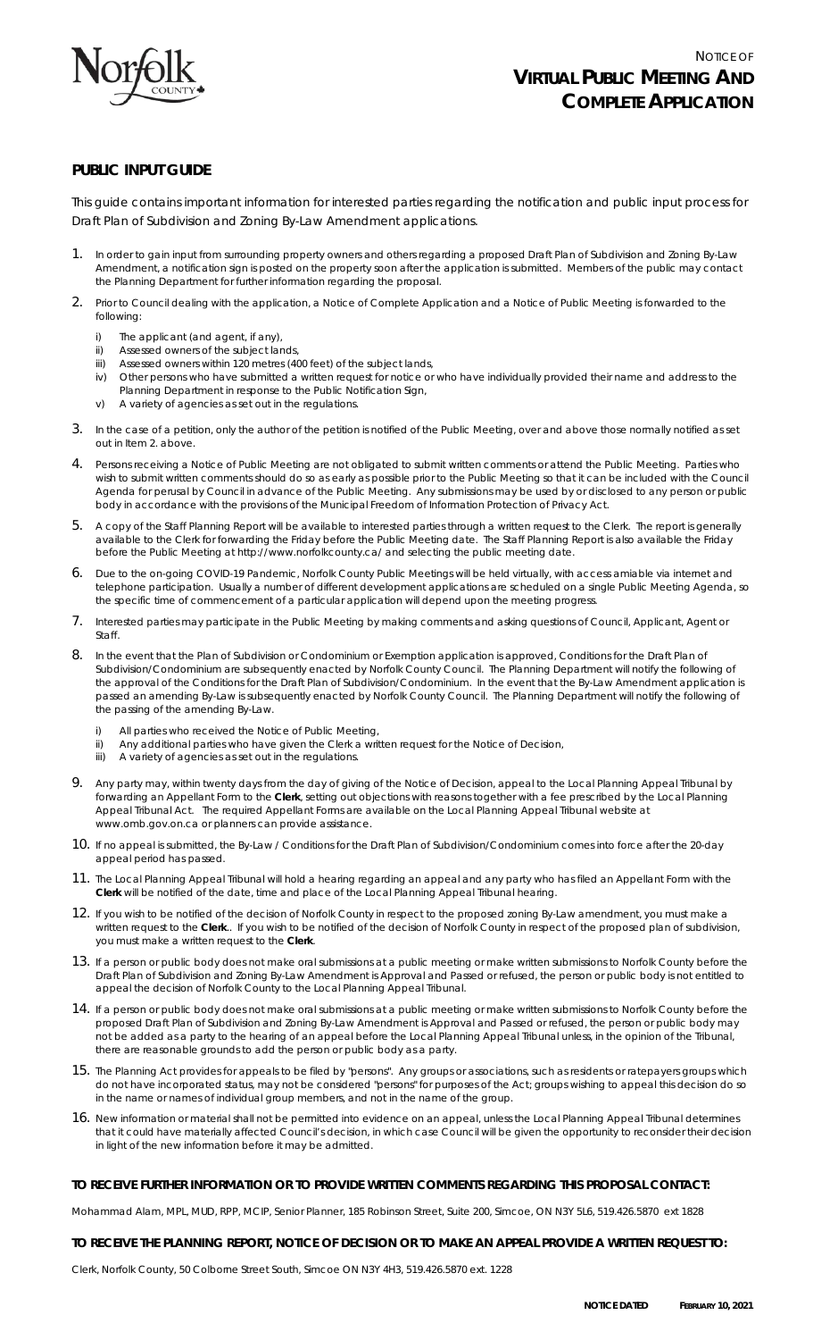# NOTICE OF
# VIRTUAL PUBLIC MEETING AND COMPLETE APPLICATION

## PUBLIC INPUT GUIDE

This guide contains important information for interested parties regarding the notification and public input process for Draft Plan of Subdivision and Zoning By-Law Amendment applications.

1. In order to gain input from surrounding property owners and others regarding a proposed Draft Plan of Subdivision and Zoning By-Law Amendment, a notification sign is posted on the property soon after the application is submitted. Members of the public may contact the Planning Department for further information regarding the proposal.

2. Prior to Council dealing with the application, a Notice of Complete Application and a Notice of Public Meeting is forwarded to the following:
   i) The applicant (and agent, if any),
   ii) Assessed owners of the subject lands,
   iii) Assessed owners within 120 metres (400 feet) of the subject lands,
   iv) Other persons who have submitted a written request for notice or who have individually provided their name and address to the Planning Department in response to the Public Notification Sign,
   v) A variety of agencies as set out in the regulations.

3. In the case of a petition, only the author of the petition is notified of the Public Meeting, over and above those normally notified as set out in Item 2. above.

4. Persons receiving a Notice of Public Meeting are not obligated to submit written comments or attend the Public Meeting. Parties who wish to submit written comments should do so as early as possible prior to the Public Meeting so that it can be included with the Council Agenda for perusal by Council in advance of the Public Meeting. Any submissions may be used by or disclosed to any person or public body in accordance with the provisions of the Municipal Freedom of Information Protection of Privacy Act.

5. A copy of the Staff Planning Report will be available to interested parties through a written request to the Clerk. The report is generally available to the Clerk for forwarding the Friday before the Public Meeting date. The Staff Planning Report is also available the Friday before the Public Meeting at http://www.norfolkcounty.ca/ and selecting the public meeting date.

6. Due to the on-going COVID-19 Pandemic, Norfolk County Public Meetings will be held virtually, with access amiable via internet and telephone participation. Usually a number of different development applications are scheduled on a single Public Meeting Agenda, so the specific time of commencement of a particular application will depend upon the meeting progress.

7. Interested parties may participate in the Public Meeting by making comments and asking questions of Council, Applicant, Agent or Staff.

8. In the event that the Plan of Subdivision or Condominium or Exemption application is approved, Conditions for the Draft Plan of Subdivision/Condominium are subsequently enacted by Norfolk County Council. The Planning Department will notify the following of the approval of the Conditions for the Draft Plan of Subdivision/Condominium. In the event that the By-Law Amendment application is passed an amending By-Law is subsequently enacted by Norfolk County Council. The Planning Department will notify the following of the passing of the amending By-Law.
   i) All parties who received the Notice of Public Meeting,
   ii) Any additional parties who have given the Clerk a written request for the Notice of Decision,
   iii) A variety of agencies as set out in the regulations.

9. Any party may, within twenty days from the day of giving of the Notice of Decision, appeal to the Local Planning Appeal Tribunal by forwarding an Appellant Form to the **Clerk**, setting out objections with reasons together with a fee prescribed by the Local Planning Appeal Tribunal Act. The required Appellant Forms are available on the Local Planning Appeal Tribunal website at www.omb.gov.on.ca or planners can provide assistance.

10. If no appeal is submitted, the By-Law / Conditions for the Draft Plan of Subdivision/Condominium comes into force after the 20-day appeal period has passed.

11. The Local Planning Appeal Tribunal will hold a hearing regarding an appeal and any party who has filed an Appellant Form with the **Clerk** will be notified of the date, time and place of the Local Planning Appeal Tribunal hearing.

12. If you wish to be notified of the decision of Norfolk County in respect to the proposed zoning By-Law amendment, you must make a written request to the **Clerk**.. If you wish to be notified of the decision of Norfolk County in respect of the proposed plan of subdivision, you must make a written request to the **Clerk**.

13. If a person or public body does not make oral submissions at a public meeting or make written submissions to Norfolk County before the Draft Plan of Subdivision and Zoning By-Law Amendment is Approval and Passed or refused, the person or public body is not entitled to appeal the decision of Norfolk County to the Local Planning Appeal Tribunal.

14. If a person or public body does not make oral submissions at a public meeting or make written submissions to Norfolk County before the proposed Draft Plan of Subdivision and Zoning By-Law Amendment is Approval and Passed or refused, the person or public body may not be added as a party to the hearing of an appeal before the Local Planning Appeal Tribunal unless, in the opinion of the Tribunal, there are reasonable grounds to add the person or public body as a party.

15. The Planning Act provides for appeals to be filed by "persons". Any groups or associations, such as residents or ratepayers groups which do not have incorporated status, may not be considered "persons" for purposes of the Act; groups wishing to appeal this decision do so in the name or names of individual group members, and not in the name of the group.

16. New information or material shall not be permitted into evidence on an appeal, unless the Local Planning Appeal Tribunal determines that it could have materially affected Council's decision, in which case Council will be given the opportunity to reconsider their decision in light of the new information before it may be admitted.

**TO RECEIVE FURTHER INFORMATION OR TO PROVIDE WRITTEN COMMENTS REGARDING THIS PROPOSAL CONTACT:**

Mohammad Alam, MPL, MUD, RPP, MCIP, Senior Planner, 185 Robinson Street, Suite 200, Simcoe, ON N3Y 5L6, 519.426.5870 ext 1828

**TO RECEIVE THE PLANNING REPORT, NOTICE OF DECISION OR TO MAKE AN APPEAL PROVIDE A WRITTEN REQUEST TO:**

Clerk, Norfolk County, 50 Colborne Street South, Simcoe ON N3Y 4H3, 519.426.5870 ext. 1228

**NOTICE DATED FEBRUARY 10, 2021**